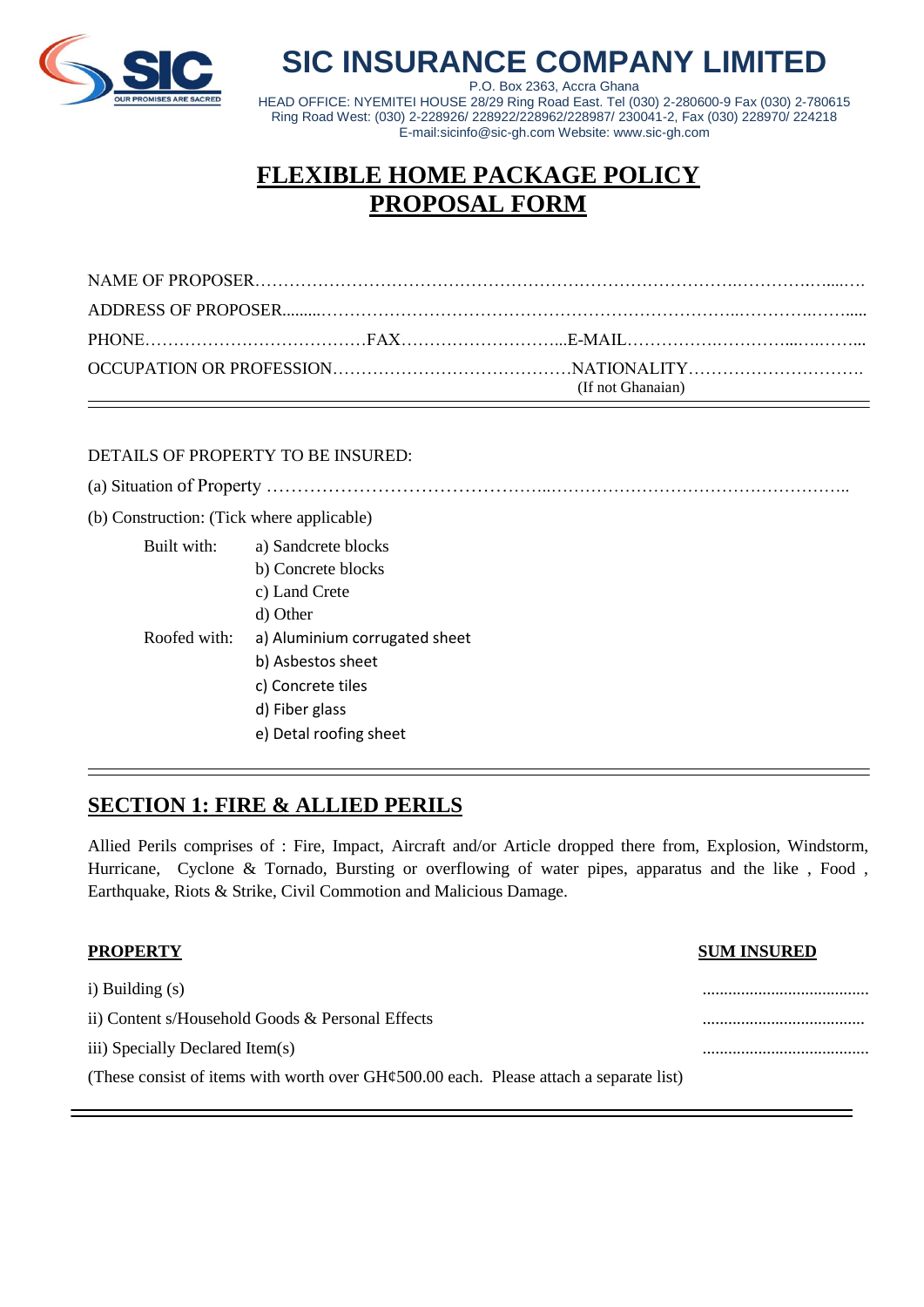# SIC INSURANCE COMPANY LIMITED

P.O. Box 2363, Accra Ghana
HEAD OFFICE: NYEMITEI HOUSE 28/29 Ring Road East. Tel (030) 2-280600-9 Fax (030) 2-780615
Ring Road West: (030) 2-228926/ 228922/228962/228987/ 230041-2, Fax (030) 228970/ 224218
E-mail:sicinfo@sic-gh.com Website: www.sic-gh.com

## FLEXIBLE HOME PACKAGE POLICY PROPOSAL FORM

NAME OF PROPOSER……………………………………………………………………………………………………

ADDRESS OF PROPOSER………………………………………………………………………………………………

PHONE…………………………………FAX………………………...E-MAIL………………………………………

OCCUPATION OR PROFESSION…………………………………NATIONALITY…………………………
(If not Ghanaian)

---

DETAILS OF PROPERTY TO BE INSURED:

(a) Situation of Property ………………………………………………………………………………………

(b) Construction: (Tick where applicable)

Built with:
- a) Sandcrete blocks
- b) Concrete blocks
- c) Land Crete
- d) Other

Roofed with:
- a) Aluminium corrugated sheet
- b) Asbestos sheet
- c) Concrete tiles
- d) Fiber glass
- e) Detal roofing sheet

---

## SECTION 1: FIRE & ALLIED PERILS

Allied Perils comprises of : Fire, Impact, Aircraft and/or Article dropped there from, Explosion, Windstorm, Hurricane, Cyclone & Tornado, Bursting or overflowing of water pipes, apparatus and the like , Food , Earthquake, Riots & Strike, Civil Commotion and Malicious Damage.

| PROPERTY | SUM INSURED |
|---|---|
| i) Building (s) | ...................................... |
| ii) Content s/Household Goods & Personal Effects | ...................................... |
| iii) Specially Declared Item(s) | ...................................... |

(These consist of items with worth over GH¢500.00 each. Please attach a separate list)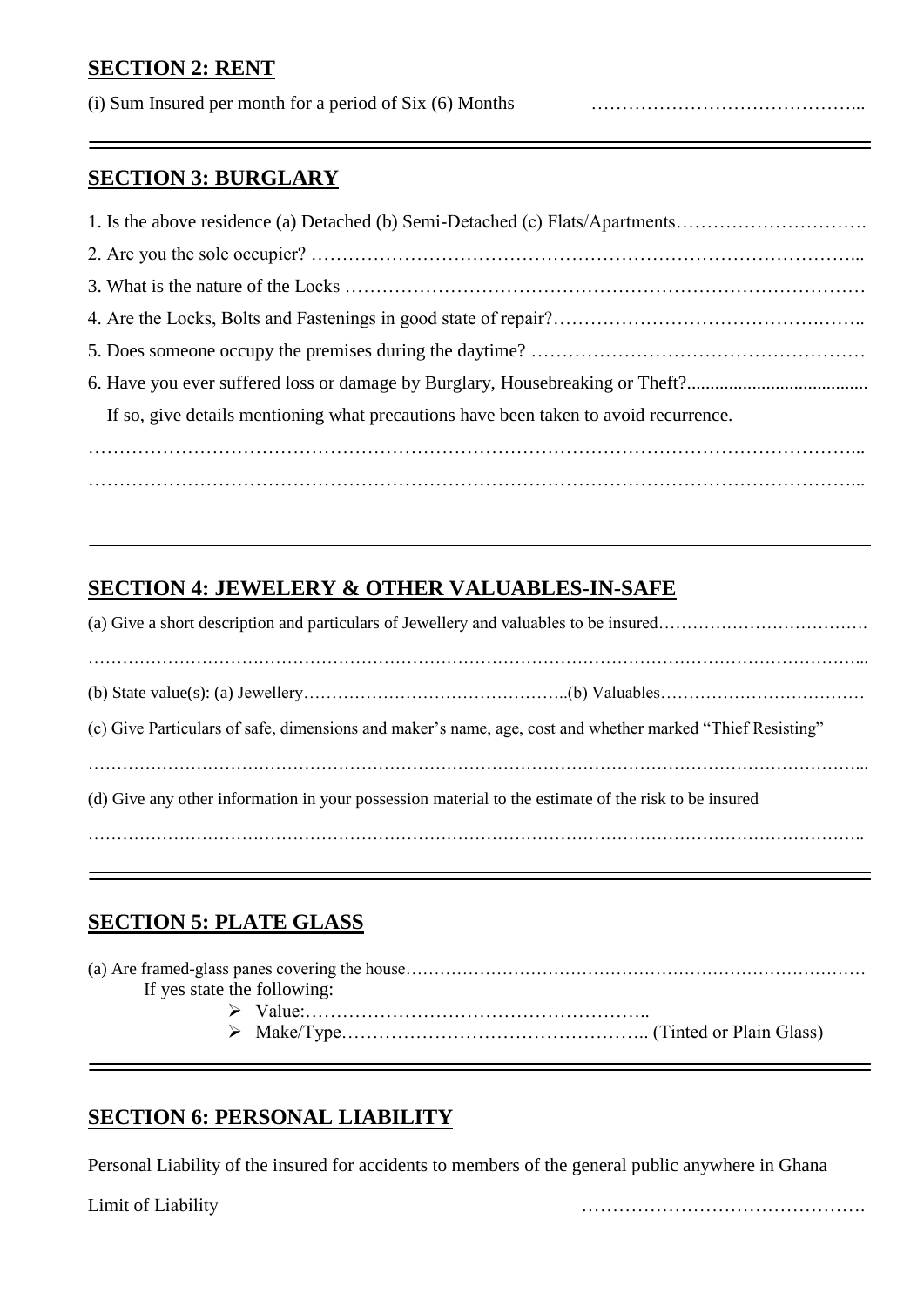## SECTION 2: RENT

(i) Sum Insured per month for a period of Six (6) Months ……………………………………...

---

## SECTION 3: BURGLARY

1. Is the above residence (a) Detached (b) Semi-Detached (c) Flats/Apartments………………………….
2. Are you the sole occupier? …………………………………………………………………………...
3. What is the nature of the Locks ………………………………………………………………………
4. Are the Locks, Bolts and Fastenings in good state of repair?……………………………………….…..
5. Does someone occupy the premises during the daytime? ……………………………………………
6. Have you ever suffered loss or damage by Burglary, Housebreaking or Theft?.......................................

   If so, give details mentioning what precautions have been taken to avoid recurrence.

…………………………………………………………………………………………………………...

…………………………………………………………………………………………………………...

---

## SECTION 4: JEWELERY & OTHER VALUABLES-IN-SAFE

(a) Give a short description and particulars of Jewellery and valuables to be insured……………………………….

…………………………………………………………………………………………………………………...

(b) State value(s): (a) Jewellery………………………………………..(b) Valuables………………………………

(c) Give Particulars of safe, dimensions and maker's name, age, cost and whether marked "Thief Resisting"

…………………………………………………………………………………………………………………...

(d) Give any other information in your possession material to the estimate of the risk to be insured

…………………………………………………………………………………………………………………..

---

## SECTION 5: PLATE GLASS

(a) Are framed-glass panes covering the house………………………………………………………………………

If yes state the following:

- Value:………………………………………………..
- Make/Type………………………………………….. (Tinted or Plain Glass)

---

## SECTION 6: PERSONAL LIABILITY

Personal Liability of the insured for accidents to members of the general public anywhere in Ghana

Limit of Liability ……………………………………….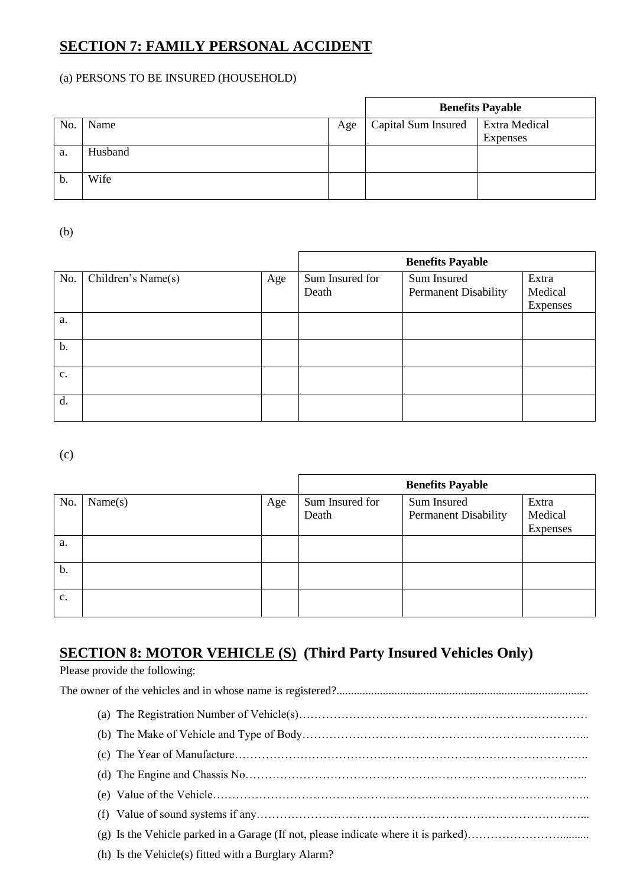## SECTION 7: FAMILY PERSONAL ACCIDENT

(a) PERSONS TO BE INSURED (HOUSEHOLD)

| | | | Benefits Payable | |
|---|---|---|---|---|
| No. | Name | Age | Capital Sum Insured | Extra Medical Expenses |
| a. | Husband | | | |
| b. | Wife | | | |

(b)

| | | | Benefits Payable | | |
|---|---|---|---|---|---|
| No. | Children's Name(s) | Age | Sum Insured for Death | Sum Insured Permanent Disability | Extra Medical Expenses |
| a. | | | | | |
| b. | | | | | |
| c. | | | | | |
| d. | | | | | |

(c)

| | | | Benefits Payable | | |
|---|---|---|---|---|---|
| No. | Name(s) | Age | Sum Insured for Death | Sum Insured Permanent Disability | Extra Medical Expenses |
| a. | | | | | |
| b. | | | | | |
| c. | | | | | |

## SECTION 8: MOTOR VEHICLE (S) (Third Party Insured Vehicles Only)

Please provide the following:

The owner of the vehicles and in whose name is registered?.....................................................................................

(a) The Registration Number of Vehicle(s)…………………………………………………………………

(b) The Make of Vehicle and Type of Body…………………………………………………………………...

(c) The Year of Manufacture………………………………………………………………………………..

(d) The Engine and Chassis No……………………………………………………………………………..

(e) Value of the Vehicle……………………………………………………………………………………..

(f) Value of sound systems if any……………………………………………………………………………...

(g) Is the Vehicle parked in a Garage (If not, please indicate where it is parked)……………………..........

(h) Is the Vehicle(s) fitted with a Burglary Alarm?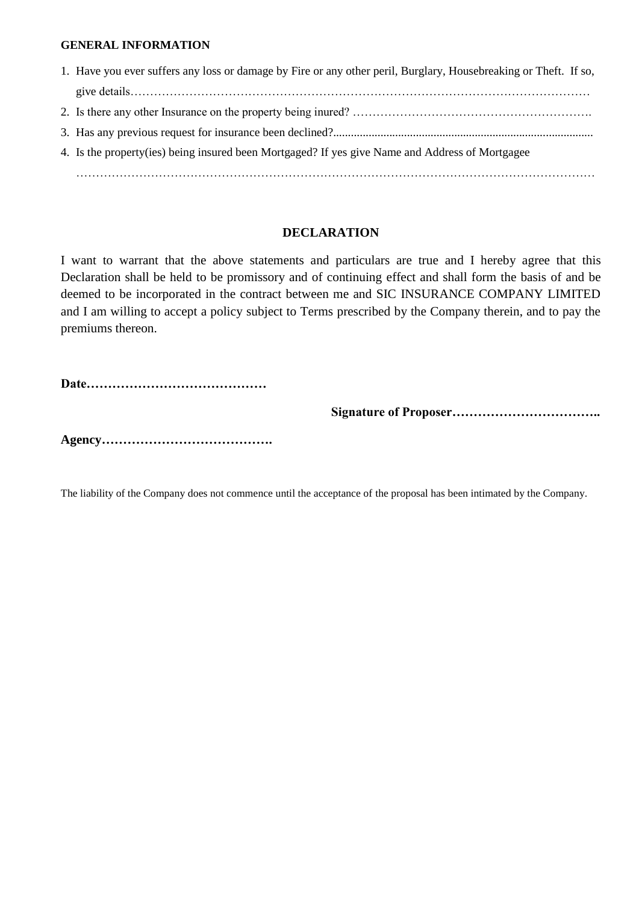**GENERAL INFORMATION**

1. Have you ever suffers any loss or damage by Fire or any other peril, Burglary, Housebreaking or Theft. If so, give details……………………………………………………………………………………………………
2. Is there any other Insurance on the property being inured? …………………………………………………….
3. Has any previous request for insurance been declined?........................................................................................
4. Is the property(ies) being insured been Mortgaged? If yes give Name and Address of Mortgagee
   ……………………………………………………………………………………………………………………

**DECLARATION**

I want to warrant that the above statements and particulars are true and I hereby agree that this Declaration shall be held to be promissory and of continuing effect and shall form the basis of and be deemed to be incorporated in the contract between me and SIC INSURANCE COMPANY LIMITED and I am willing to accept a policy subject to Terms prescribed by the Company therein, and to pay the premiums thereon.

**Date……………………………………**

**Signature of Proposer……………………………..**

**Agency………………………………….**

The liability of the Company does not commence until the acceptance of the proposal has been intimated by the Company.